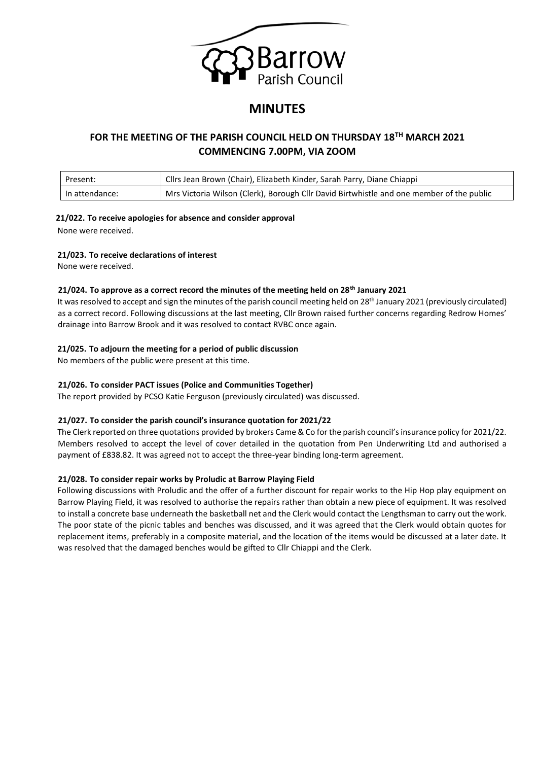# MINUTES

## FOR THE MEETING OF THE PARISH COUNCIL HELD ON THURSDAY 18TH MARCH 2021 COMMENCING 7.00PM, VIA ZOOM

| Present: | Cllrs Jean Brown (Chair), Elizabeth Kinder, Sarah Parry, Diane Chiappi |
|---|---|
| In attendance: | Mrs Victoria Wilson (Clerk), Borough Cllr David Birtwhistle and one member of the public |

**21/022. To receive apologies for absence and consider approval**

None were received.

**21/023. To receive declarations of interest**

None were received.

**21/024. To approve as a correct record the minutes of the meeting held on 28th January 2021**

It was resolved to accept and sign the minutes of the parish council meeting held on 28th January 2021 (previously circulated) as a correct record. Following discussions at the last meeting, Cllr Brown raised further concerns regarding Redrow Homes' drainage into Barrow Brook and it was resolved to contact RVBC once again.

**21/025. To adjourn the meeting for a period of public discussion**

No members of the public were present at this time.

**21/026. To consider PACT issues (Police and Communities Together)**

The report provided by PCSO Katie Ferguson (previously circulated) was discussed.

**21/027. To consider the parish council's insurance quotation for 2021/22**

The Clerk reported on three quotations provided by brokers Came & Co for the parish council's insurance policy for 2021/22. Members resolved to accept the level of cover detailed in the quotation from Pen Underwriting Ltd and authorised a payment of £838.82. It was agreed not to accept the three-year binding long-term agreement.

**21/028. To consider repair works by Proludic at Barrow Playing Field**

Following discussions with Proludic and the offer of a further discount for repair works to the Hip Hop play equipment on Barrow Playing Field, it was resolved to authorise the repairs rather than obtain a new piece of equipment. It was resolved to install a concrete base underneath the basketball net and the Clerk would contact the Lengthsman to carry out the work. The poor state of the picnic tables and benches was discussed, and it was agreed that the Clerk would obtain quotes for replacement items, preferably in a composite material, and the location of the items would be discussed at a later date. It was resolved that the damaged benches would be gifted to Cllr Chiappi and the Clerk.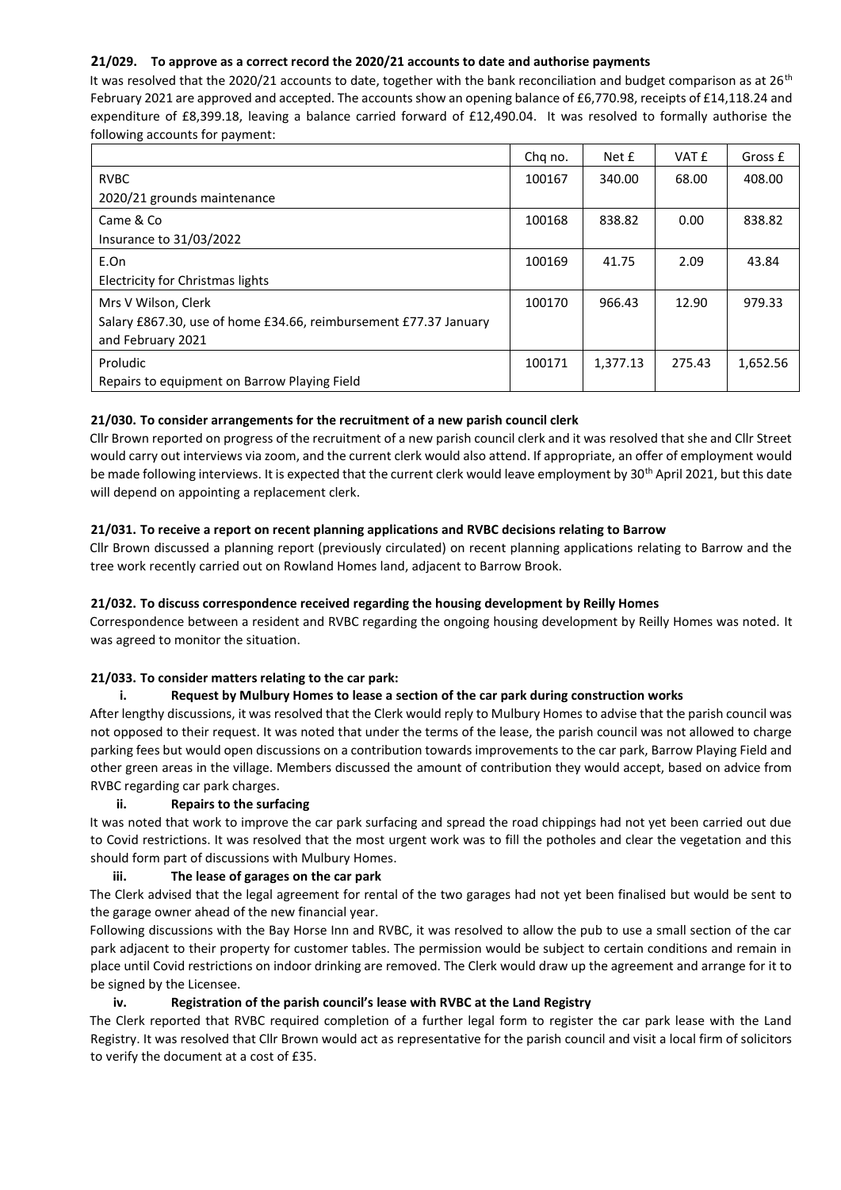### 21/029. To approve as a correct record the 2020/21 accounts to date and authorise payments

It was resolved that the 2020/21 accounts to date, together with the bank reconciliation and budget comparison as at 26th February 2021 are approved and accepted. The accounts show an opening balance of £6,770.98, receipts of £14,118.24 and expenditure of £8,399.18, leaving a balance carried forward of £12,490.04. It was resolved to formally authorise the following accounts for payment:

| | Chq no. | Net £ | VAT £ | Gross £ |
|---|---|---|---|---|
| RVBC<br>2020/21 grounds maintenance | 100167 | 340.00 | 68.00 | 408.00 |
| Came & Co<br>Insurance to 31/03/2022 | 100168 | 838.82 | 0.00 | 838.82 |
| E.On<br>Electricity for Christmas lights | 100169 | 41.75 | 2.09 | 43.84 |
| Mrs V Wilson, Clerk<br>Salary £867.30, use of home £34.66, reimbursement £77.37 January and February 2021 | 100170 | 966.43 | 12.90 | 979.33 |
| Proludic<br>Repairs to equipment on Barrow Playing Field | 100171 | 1,377.13 | 275.43 | 1,652.56 |

### 21/030. To consider arrangements for the recruitment of a new parish council clerk

Cllr Brown reported on progress of the recruitment of a new parish council clerk and it was resolved that she and Cllr Street would carry out interviews via zoom, and the current clerk would also attend. If appropriate, an offer of employment would be made following interviews. It is expected that the current clerk would leave employment by 30th April 2021, but this date will depend on appointing a replacement clerk.

### 21/031. To receive a report on recent planning applications and RVBC decisions relating to Barrow

Cllr Brown discussed a planning report (previously circulated) on recent planning applications relating to Barrow and the tree work recently carried out on Rowland Homes land, adjacent to Barrow Brook.

### 21/032. To discuss correspondence received regarding the housing development by Reilly Homes

Correspondence between a resident and RVBC regarding the ongoing housing development by Reilly Homes was noted. It was agreed to monitor the situation.

### 21/033. To consider matters relating to the car park:

**i. Request by Mulbury Homes to lease a section of the car park during construction works**

After lengthy discussions, it was resolved that the Clerk would reply to Mulbury Homes to advise that the parish council was not opposed to their request. It was noted that under the terms of the lease, the parish council was not allowed to charge parking fees but would open discussions on a contribution towards improvements to the car park, Barrow Playing Field and other green areas in the village. Members discussed the amount of contribution they would accept, based on advice from RVBC regarding car park charges.

**ii. Repairs to the surfacing**

It was noted that work to improve the car park surfacing and spread the road chippings had not yet been carried out due to Covid restrictions. It was resolved that the most urgent work was to fill the potholes and clear the vegetation and this should form part of discussions with Mulbury Homes.

**iii. The lease of garages on the car park**

The Clerk advised that the legal agreement for rental of the two garages had not yet been finalised but would be sent to the garage owner ahead of the new financial year.

Following discussions with the Bay Horse Inn and RVBC, it was resolved to allow the pub to use a small section of the car park adjacent to their property for customer tables. The permission would be subject to certain conditions and remain in place until Covid restrictions on indoor drinking are removed. The Clerk would draw up the agreement and arrange for it to be signed by the Licensee.

**iv. Registration of the parish council's lease with RVBC at the Land Registry**

The Clerk reported that RVBC required completion of a further legal form to register the car park lease with the Land Registry. It was resolved that Cllr Brown would act as representative for the parish council and visit a local firm of solicitors to verify the document at a cost of £35.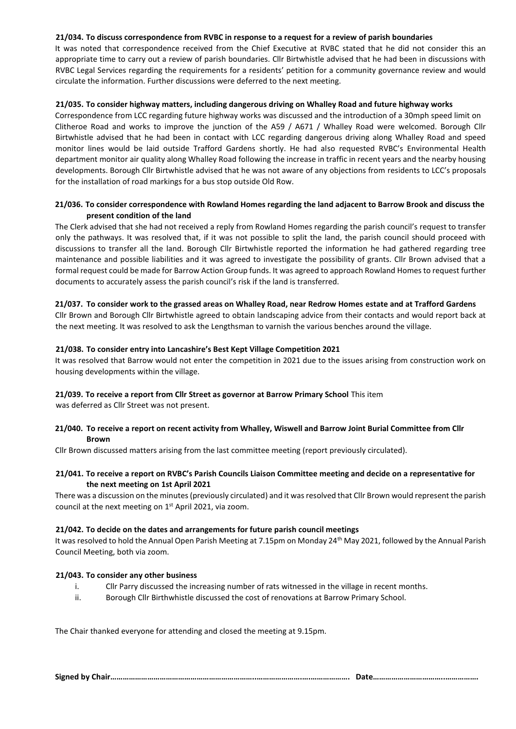### 21/034. To discuss correspondence from RVBC in response to a request for a review of parish boundaries

It was noted that correspondence received from the Chief Executive at RVBC stated that he did not consider this an appropriate time to carry out a review of parish boundaries. Cllr Birtwhistle advised that he had been in discussions with RVBC Legal Services regarding the requirements for a residents' petition for a community governance review and would circulate the information. Further discussions were deferred to the next meeting.

### 21/035. To consider highway matters, including dangerous driving on Whalley Road and future highway works

Correspondence from LCC regarding future highway works was discussed and the introduction of a 30mph speed limit on Clitheroe Road and works to improve the junction of the A59 / A671 / Whalley Road were welcomed. Borough Cllr Birtwhistle advised that he had been in contact with LCC regarding dangerous driving along Whalley Road and speed monitor lines would be laid outside Trafford Gardens shortly. He had also requested RVBC's Environmental Health department monitor air quality along Whalley Road following the increase in traffic in recent years and the nearby housing developments. Borough Cllr Birtwhistle advised that he was not aware of any objections from residents to LCC's proposals for the installation of road markings for a bus stop outside Old Row.

### 21/036. To consider correspondence with Rowland Homes regarding the land adjacent to Barrow Brook and discuss the present condition of the land

The Clerk advised that she had not received a reply from Rowland Homes regarding the parish council's request to transfer only the pathways. It was resolved that, if it was not possible to split the land, the parish council should proceed with discussions to transfer all the land. Borough Cllr Birtwhistle reported the information he had gathered regarding tree maintenance and possible liabilities and it was agreed to investigate the possibility of grants. Cllr Brown advised that a formal request could be made for Barrow Action Group funds. It was agreed to approach Rowland Homes to request further documents to accurately assess the parish council's risk if the land is transferred.

### 21/037. To consider work to the grassed areas on Whalley Road, near Redrow Homes estate and at Trafford Gardens

Cllr Brown and Borough Cllr Birtwhistle agreed to obtain landscaping advice from their contacts and would report back at the next meeting. It was resolved to ask the Lengthsman to varnish the various benches around the village.

### 21/038. To consider entry into Lancashire's Best Kept Village Competition 2021

It was resolved that Barrow would not enter the competition in 2021 due to the issues arising from construction work on housing developments within the village.

### 21/039. To receive a report from Cllr Street as governor at Barrow Primary School

This item was deferred as Cllr Street was not present.

### 21/040. To receive a report on recent activity from Whalley, Wiswell and Barrow Joint Burial Committee from Cllr Brown

Cllr Brown discussed matters arising from the last committee meeting (report previously circulated).

### 21/041. To receive a report on RVBC's Parish Councils Liaison Committee meeting and decide on a representative for the next meeting on 1st April 2021

There was a discussion on the minutes (previously circulated) and it was resolved that Cllr Brown would represent the parish council at the next meeting on 1st April 2021, via zoom.

### 21/042. To decide on the dates and arrangements for future parish council meetings

It was resolved to hold the Annual Open Parish Meeting at 7.15pm on Monday 24th May 2021, followed by the Annual Parish Council Meeting, both via zoom.

### 21/043. To consider any other business

i. Cllr Parry discussed the increasing number of rats witnessed in the village in recent months.

ii. Borough Cllr Birthwhistle discussed the cost of renovations at Barrow Primary School.

The Chair thanked everyone for attending and closed the meeting at 9.15pm.

**Signed by Chair………………………………………………………..……………………..………………. Date…………………………..…………….**